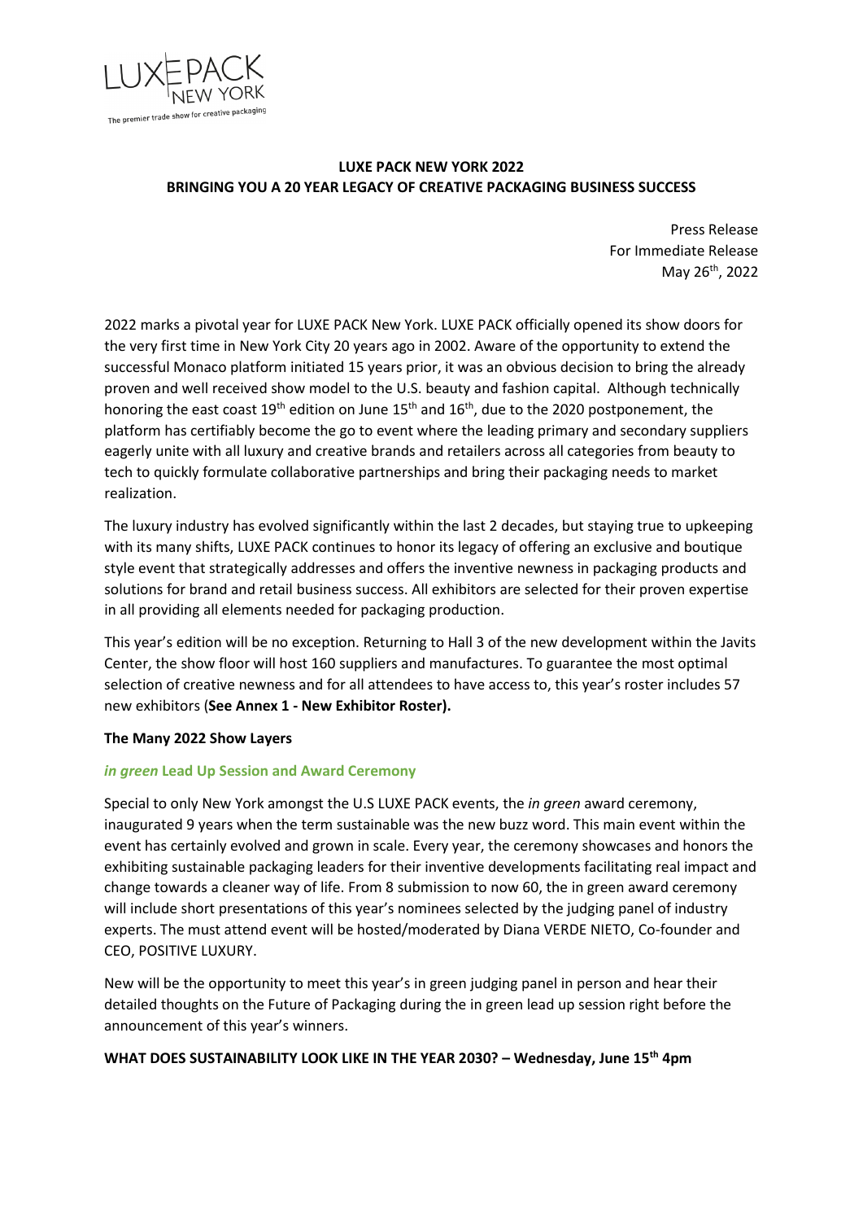LUXE PACK NEW YORK

The premier trade show for creative packaging

**LUXE PACK NEW YORK 2022**
**BRINGING YOU A 20 YEAR LEGACY OF CREATIVE PACKAGING BUSINESS SUCCESS**

Press Release
For Immediate Release
May 26th, 2022

2022 marks a pivotal year for LUXE PACK New York. LUXE PACK officially opened its show doors for the very first time in New York City 20 years ago in 2002. Aware of the opportunity to extend the successful Monaco platform initiated 15 years prior, it was an obvious decision to bring the already proven and well received show model to the U.S. beauty and fashion capital. Although technically honoring the east coast 19th edition on June 15th and 16th, due to the 2020 postponement, the platform has certifiably become the go to event where the leading primary and secondary suppliers eagerly unite with all luxury and creative brands and retailers across all categories from beauty to tech to quickly formulate collaborative partnerships and bring their packaging needs to market realization.

The luxury industry has evolved significantly within the last 2 decades, but staying true to upkeeping with its many shifts, LUXE PACK continues to honor its legacy of offering an exclusive and boutique style event that strategically addresses and offers the inventive newness in packaging products and solutions for brand and retail business success. All exhibitors are selected for their proven expertise in all providing all elements needed for packaging production.

This year's edition will be no exception. Returning to Hall 3 of the new development within the Javits Center, the show floor will host 160 suppliers and manufactures. To guarantee the most optimal selection of creative newness and for all attendees to have access to, this year's roster includes 57 new exhibitors (**See Annex 1 - New Exhibitor Roster).**

**The Many 2022 Show Layers**

***in green* Lead Up Session and Award Ceremony**

Special to only New York amongst the U.S LUXE PACK events, the *in green* award ceremony, inaugurated 9 years when the term sustainable was the new buzz word. This main event within the event has certainly evolved and grown in scale. Every year, the ceremony showcases and honors the exhibiting sustainable packaging leaders for their inventive developments facilitating real impact and change towards a cleaner way of life. From 8 submission to now 60, the in green award ceremony will include short presentations of this year's nominees selected by the judging panel of industry experts. The must attend event will be hosted/moderated by Diana VERDE NIETO, Co-founder and CEO, POSITIVE LUXURY.

New will be the opportunity to meet this year's in green judging panel in person and hear their detailed thoughts on the Future of Packaging during the in green lead up session right before the announcement of this year's winners.

**WHAT DOES SUSTAINABILITY LOOK LIKE IN THE YEAR 2030? – Wednesday, June 15th 4pm**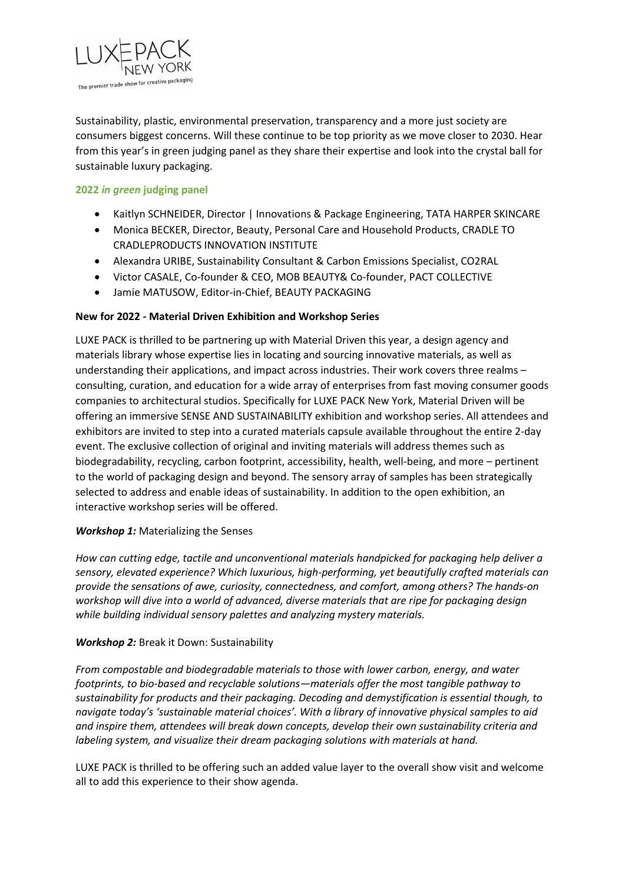Sustainability, plastic, environmental preservation, transparency and a more just society are consumers biggest concerns. Will these continue to be top priority as we move closer to 2030. Hear from this year's in green judging panel as they share their expertise and look into the crystal ball for sustainable luxury packaging.

**2022 *in green* judging panel**

- Kaitlyn SCHNEIDER, Director | Innovations & Package Engineering, TATA HARPER SKINCARE
- Monica BECKER, Director, Beauty, Personal Care and Household Products, CRADLE TO CRADLEPRODUCTS INNOVATION INSTITUTE
- Alexandra URIBE, Sustainability Consultant & Carbon Emissions Specialist, CO2RAL
- Victor CASALE, Co-founder & CEO, MOB BEAUTY& Co-founder, PACT COLLECTIVE
- Jamie MATUSOW, Editor-in-Chief, BEAUTY PACKAGING

**New for 2022 - Material Driven Exhibition and Workshop Series**

LUXE PACK is thrilled to be partnering up with Material Driven this year, a design agency and materials library whose expertise lies in locating and sourcing innovative materials, as well as understanding their applications, and impact across industries. Their work covers three realms – consulting, curation, and education for a wide array of enterprises from fast moving consumer goods companies to architectural studios. Specifically for LUXE PACK New York, Material Driven will be offering an immersive SENSE AND SUSTAINABILITY exhibition and workshop series. All attendees and exhibitors are invited to step into a curated materials capsule available throughout the entire 2-day event. The exclusive collection of original and inviting materials will address themes such as biodegradability, recycling, carbon footprint, accessibility, health, well-being, and more – pertinent to the world of packaging design and beyond. The sensory array of samples has been strategically selected to address and enable ideas of sustainability. In addition to the open exhibition, an interactive workshop series will be offered.

***Workshop 1:*** Materializing the Senses

*How can cutting edge, tactile and unconventional materials handpicked for packaging help deliver a sensory, elevated experience? Which luxurious, high-performing, yet beautifully crafted materials can provide the sensations of awe, curiosity, connectedness, and comfort, among others? The hands-on workshop will dive into a world of advanced, diverse materials that are ripe for packaging design while building individual sensory palettes and analyzing mystery materials.*

***Workshop 2:*** Break it Down: Sustainability

*From compostable and biodegradable materials to those with lower carbon, energy, and water footprints, to bio-based and recyclable solutions—materials offer the most tangible pathway to sustainability for products and their packaging. Decoding and demystification is essential though, to navigate today's 'sustainable material choices'. With a library of innovative physical samples to aid and inspire them, attendees will break down concepts, develop their own sustainability criteria and labeling system, and visualize their dream packaging solutions with materials at hand.*

LUXE PACK is thrilled to be offering such an added value layer to the overall show visit and welcome all to add this experience to their show agenda.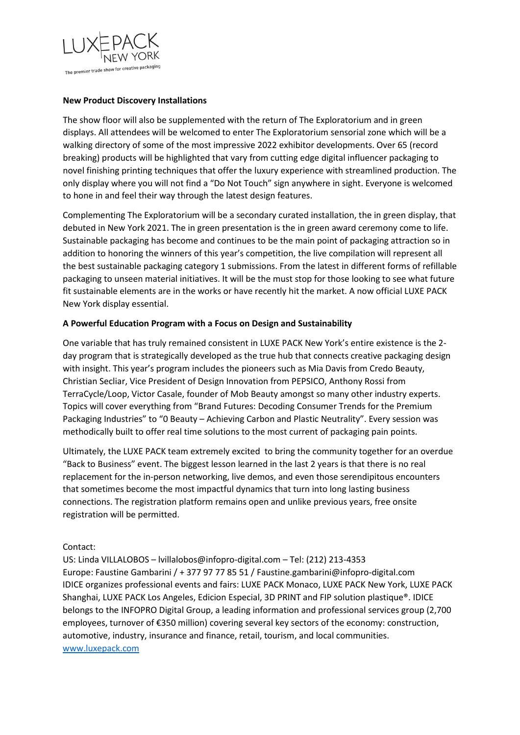### New Product Discovery Installations

The show floor will also be supplemented with the return of The Exploratorium and in green displays. All attendees will be welcomed to enter The Exploratorium sensorial zone which will be a walking directory of some of the most impressive 2022 exhibitor developments. Over 65 (record breaking) products will be highlighted that vary from cutting edge digital influencer packaging to novel finishing printing techniques that offer the luxury experience with streamlined production. The only display where you will not find a "Do Not Touch" sign anywhere in sight. Everyone is welcomed to hone in and feel their way through the latest design features.

Complementing The Exploratorium will be a secondary curated installation, the in green display, that debuted in New York 2021. The in green presentation is the in green award ceremony come to life. Sustainable packaging has become and continues to be the main point of packaging attraction so in addition to honoring the winners of this year's competition, the live compilation will represent all the best sustainable packaging category 1 submissions. From the latest in different forms of refillable packaging to unseen material initiatives. It will be the must stop for those looking to see what future fit sustainable elements are in the works or have recently hit the market. A now official LUXE PACK New York display essential.

### A Powerful Education Program with a Focus on Design and Sustainability

One variable that has truly remained consistent in LUXE PACK New York's entire existence is the 2-day program that is strategically developed as the true hub that connects creative packaging design with insight. This year's program includes the pioneers such as Mia Davis from Credo Beauty, Christian Secliar, Vice President of Design Innovation from PEPSICO, Anthony Rossi from TerraCycle/Loop, Victor Casale, founder of Mob Beauty amongst so many other industry experts. Topics will cover everything from "Brand Futures: Decoding Consumer Trends for the Premium Packaging Industries" to "0 Beauty – Achieving Carbon and Plastic Neutrality". Every session was methodically built to offer real time solutions to the most current of packaging pain points.

Ultimately, the LUXE PACK team extremely excited to bring the community together for an overdue "Back to Business" event. The biggest lesson learned in the last 2 years is that there is no real replacement for the in-person networking, live demos, and even those serendipitous encounters that sometimes become the most impactful dynamics that turn into long lasting business connections. The registration platform remains open and unlike previous years, free onsite registration will be permitted.

Contact:
US: Linda VILLALOBOS – lvillalobos@infopro-digital.com – Tel: (212) 213-4353
Europe: Faustine Gambarini / + 377 97 77 85 51 / Faustine.gambarini@infopro-digital.com
IDICE organizes professional events and fairs: LUXE PACK Monaco, LUXE PACK New York, LUXE PACK Shanghai, LUXE PACK Los Angeles, Edicion Especial, 3D PRINT and FIP solution plastique®. IDICE belongs to the INFOPRO Digital Group, a leading information and professional services group (2,700 employees, turnover of €350 million) covering several key sectors of the economy: construction, automotive, industry, insurance and finance, retail, tourism, and local communities.
[www.luxepack.com](http://www.luxepack.com)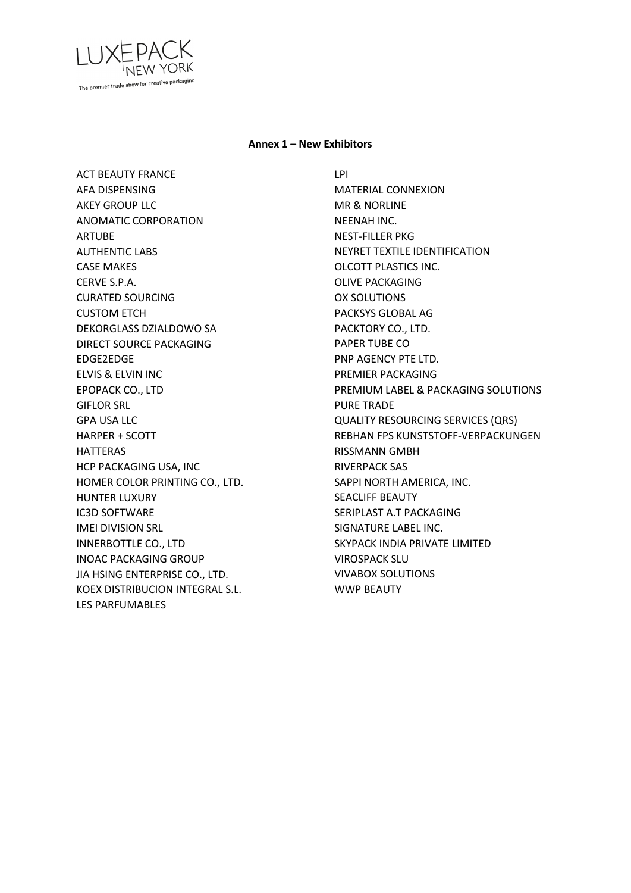**Annex 1 – New Exhibitors**

ACT BEAUTY FRANCE
AFA DISPENSING
AKEY GROUP LLC
ANOMATIC CORPORATION
ARTUBE
AUTHENTIC LABS
CASE MAKES
CERVE S.P.A.
CURATED SOURCING
CUSTOM ETCH
DEKORGLASS DZIALDOWO SA
DIRECT SOURCE PACKAGING
EDGE2EDGE
ELVIS & ELVIN INC
EPOPACK CO., LTD
GIFLOR SRL
GPA USA LLC
HARPER + SCOTT
HATTERAS
HCP PACKAGING USA, INC
HOMER COLOR PRINTING CO., LTD.
HUNTER LUXURY
IC3D SOFTWARE
IMEI DIVISION SRL
INNERBOTTLE CO., LTD
INOAC PACKAGING GROUP
JIA HSING ENTERPRISE CO., LTD.
KOEX DISTRIBUCION INTEGRAL S.L.
LES PARFUMABLES
LPI
MATERIAL CONNEXION
MR & NORLINE
NEENAH INC.
NEST-FILLER PKG
NEYRET TEXTILE IDENTIFICATION
OLCOTT PLASTICS INC.
OLIVE PACKAGING
OX SOLUTIONS
PACKSYS GLOBAL AG
PACKTORY CO., LTD.
PAPER TUBE CO
PNP AGENCY PTE LTD.
PREMIER PACKAGING
PREMIUM LABEL & PACKAGING SOLUTIONS
PURE TRADE
QUALITY RESOURCING SERVICES (QRS)
REBHAN FPS KUNSTSTOFF-VERPACKUNGEN
RISSMANN GMBH
RIVERPACK SAS
SAPPI NORTH AMERICA, INC.
SEACLIFF BEAUTY
SERIPLAST A.T PACKAGING
SIGNATURE LABEL INC.
SKYPACK INDIA PRIVATE LIMITED
VIROSPACK SLU
VIVABOX SOLUTIONS
WWP BEAUTY